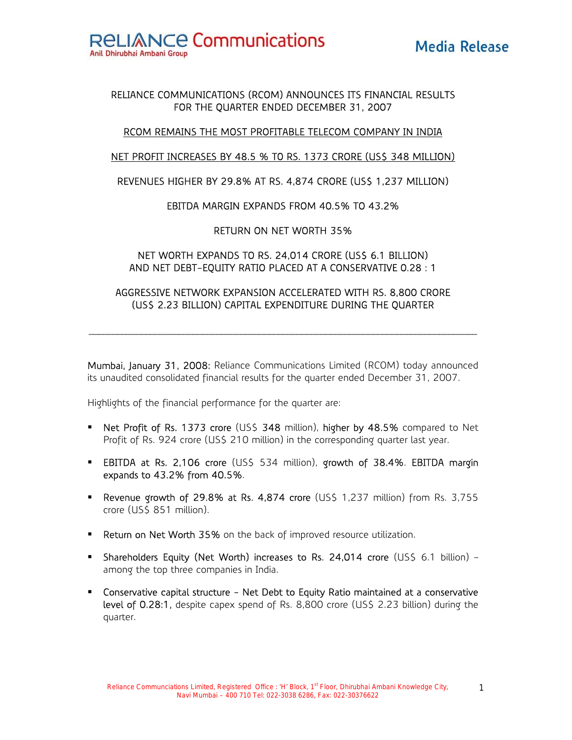**Media Release**

RELIANCE COMMUNICATIONS (RCOM) ANNOUNCES ITS FINANCIAL RESULTS FOR THE QUARTER ENDED DECEMBER 31, 2007

RCOM REMAINS THE MOST PROFITABLE TELECOM COMPANY IN INDIA

NET PROFIT INCREASES BY 48.5 % TO RS. 1373 CRORE (US$ 348 MILLION)

REVENUES HIGHER BY 29.8% AT RS. 4,874 CRORE (US$ 1,237 MILLION)

EBITDA MARGIN EXPANDS FROM 40.5% TO 43.2%

RETURN ON NET WORTH 35%

NET WORTH EXPANDS TO RS. 24,014 CRORE (US$ 6.1 BILLION) AND NET DEBT-EQUITY RATIO PLACED AT A CONSERVATIVE 0.28 : 1

AGGRESSIVE NETWORK EXPANSION ACCELERATED WITH RS. 8,800 CRORE (US$ 2.23 BILLION) CAPITAL EXPENDITURE DURING THE QUARTER

---

**Mumbai, January 31, 2008:** Reliance Communications Limited (RCOM) today announced its unaudited consolidated financial results for the quarter ended December 31, 2007.

Highlights of the financial performance for the quarter are:

- **Net Profit of Rs. 1373 crore** (US$ **348** million), **higher by 48.5%** compared to Net Profit of Rs. 924 crore (US$ 210 million) in the corresponding quarter last year.
- **EBITDA at Rs. 2,106 crore** (US$ 534 million), **growth of 38.4%**. **EBITDA margin expands to 43.2% from 40.5%**.
- **Revenue growth of 29.8% at Rs. 4,874 crore** (US$ 1,237 million) from Rs. 3,755 crore (US$ 851 million).
- **Return on Net Worth 35%** on the back of improved resource utilization.
- **Shareholders Equity (Net Worth) increases to Rs. 24,014 crore** (US$ 6.1 billion) – among the top three companies in India.
- **Conservative capital structure – Net Debt to Equity Ratio maintained at a conservative level of 0.28:1**, despite capex spend of Rs. 8,800 crore (US$ 2.23 billion) during the quarter.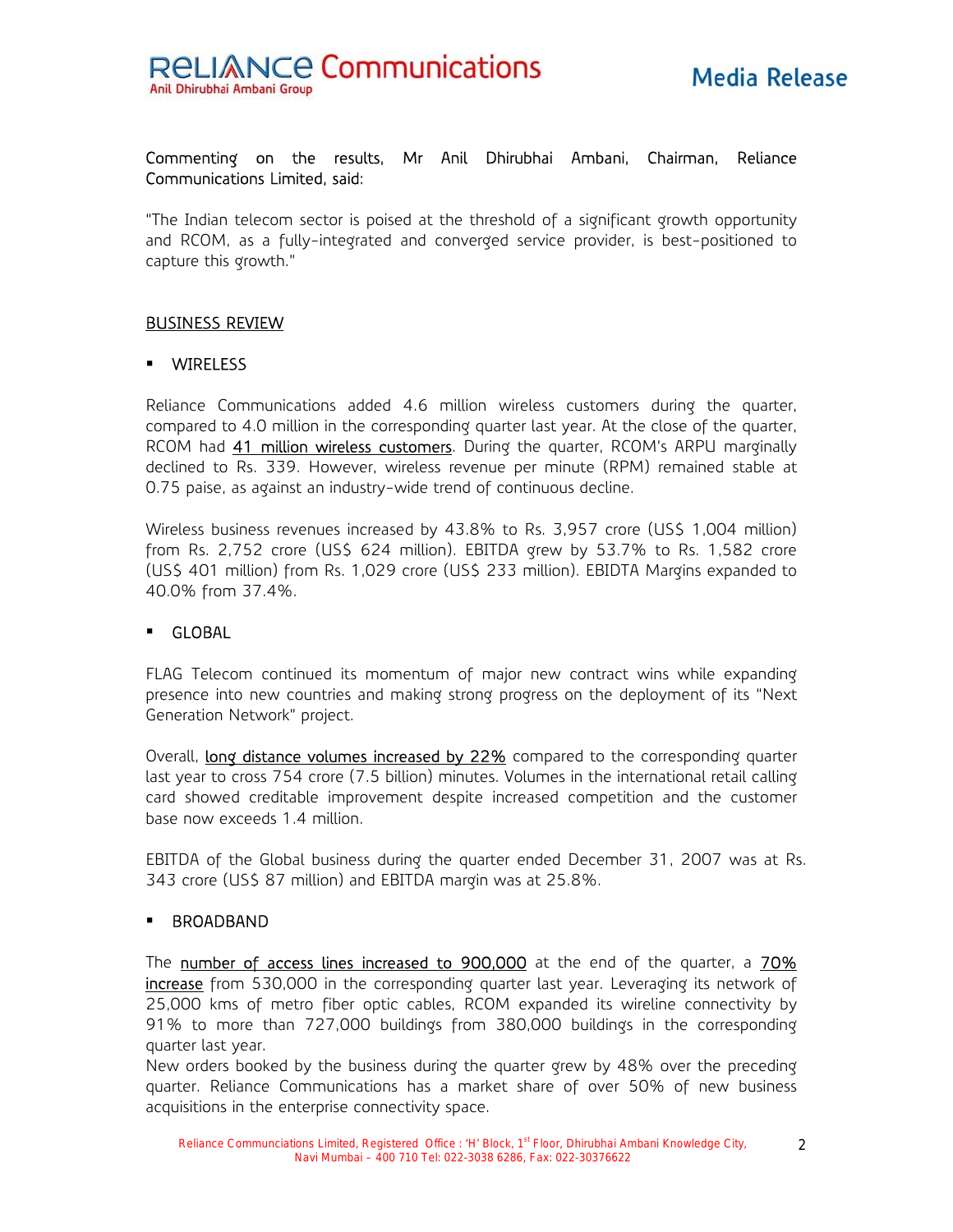Commenting on the results, Mr Anil Dhirubhai Ambani, Chairman, Reliance Communications Limited, said:

"The Indian telecom sector is poised at the threshold of a significant growth opportunity and RCOM, as a fully-integrated and converged service provider, is best-positioned to capture this growth."

## BUSINESS REVIEW

- WIRELESS

Reliance Communications added 4.6 million wireless customers during the quarter, compared to 4.0 million in the corresponding quarter last year. At the close of the quarter, RCOM had 41 million wireless customers. During the quarter, RCOM's ARPU marginally declined to Rs. 339. However, wireless revenue per minute (RPM) remained stable at 0.75 paise, as against an industry-wide trend of continuous decline.

Wireless business revenues increased by 43.8% to Rs. 3,957 crore (US$ 1,004 million) from Rs. 2,752 crore (US$ 624 million). EBITDA grew by 53.7% to Rs. 1,582 crore (US$ 401 million) from Rs. 1,029 crore (US$ 233 million). EBIDTA Margins expanded to 40.0% from 37.4%.

- GLOBAL

FLAG Telecom continued its momentum of major new contract wins while expanding presence into new countries and making strong progress on the deployment of its "Next Generation Network" project.

Overall, long distance volumes increased by 22% compared to the corresponding quarter last year to cross 754 crore (7.5 billion) minutes. Volumes in the international retail calling card showed creditable improvement despite increased competition and the customer base now exceeds 1.4 million.

EBITDA of the Global business during the quarter ended December 31, 2007 was at Rs. 343 crore (US$ 87 million) and EBITDA margin was at 25.8%.

- BROADBAND

The number of access lines increased to 900,000 at the end of the quarter, a 70% increase from 530,000 in the corresponding quarter last year. Leveraging its network of 25,000 kms of metro fiber optic cables, RCOM expanded its wireline connectivity by 91% to more than 727,000 buildings from 380,000 buildings in the corresponding quarter last year.

New orders booked by the business during the quarter grew by 48% over the preceding quarter. Reliance Communications has a market share of over 50% of new business acquisitions in the enterprise connectivity space.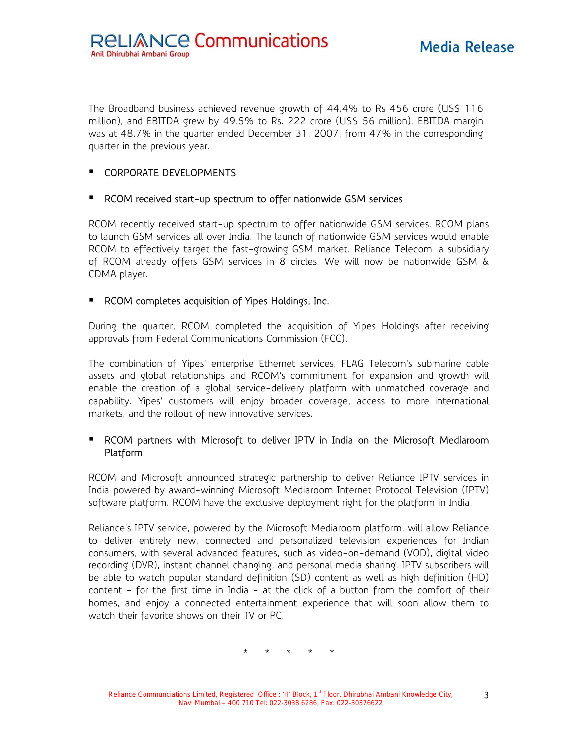The Broadband business achieved revenue growth of 44.4% to Rs 456 crore (US$ 116 million), and EBITDA grew by 49.5% to Rs. 222 crore (US$ 56 million). EBITDA margin was at 48.7% in the quarter ended December 31, 2007, from 47% in the corresponding quarter in the previous year.

- CORPORATE DEVELOPMENTS

- RCOM received start-up spectrum to offer nationwide GSM services

RCOM recently received start-up spectrum to offer nationwide GSM services. RCOM plans to launch GSM services all over India. The launch of nationwide GSM services would enable RCOM to effectively target the fast-growing GSM market. Reliance Telecom, a subsidiary of RCOM already offers GSM services in 8 circles. We will now be nationwide GSM & CDMA player.

- RCOM completes acquisition of Yipes Holdings, Inc.

During the quarter, RCOM completed the acquisition of Yipes Holdings after receiving approvals from Federal Communications Commission (FCC).

The combination of Yipes' enterprise Ethernet services, FLAG Telecom's submarine cable assets and global relationships and RCOM's commitment for expansion and growth will enable the creation of a global service-delivery platform with unmatched coverage and capability. Yipes' customers will enjoy broader coverage, access to more international markets, and the rollout of new innovative services.

- RCOM partners with Microsoft to deliver IPTV in India on the Microsoft Mediaroom Platform

RCOM and Microsoft announced strategic partnership to deliver Reliance IPTV services in India powered by award-winning Microsoft Mediaroom Internet Protocol Television (IPTV) software platform. RCOM have the exclusive deployment right for the platform in India.

Reliance's IPTV service, powered by the Microsoft Mediaroom platform, will allow Reliance to deliver entirely new, connected and personalized television experiences for Indian consumers, with several advanced features, such as video-on-demand (VOD), digital video recording (DVR), instant channel changing, and personal media sharing. IPTV subscribers will be able to watch popular standard definition (SD) content as well as high definition (HD) content - for the first time in India - at the click of a button from the comfort of their homes, and enjoy a connected entertainment experience that will soon allow them to watch their favorite shows on their TV or PC.

\* \* \* \* \*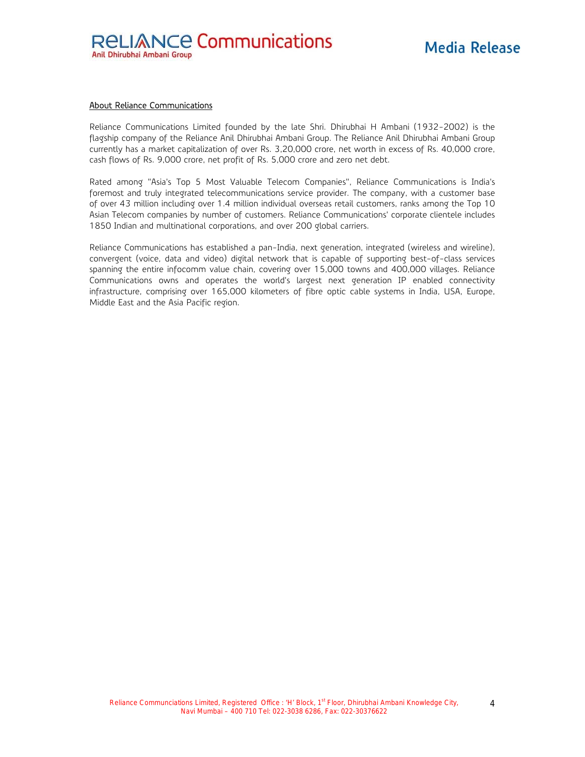## About Reliance Communications

Reliance Communications Limited founded by the late Shri. Dhirubhai H Ambani (1932-2002) is the flagship company of the Reliance Anil Dhirubhai Ambani Group. The Reliance Anil Dhirubhai Ambani Group currently has a market capitalization of over Rs. 3,20,000 crore, net worth in excess of Rs. 40,000 crore, cash flows of Rs. 9,000 crore, net profit of Rs. 5,000 crore and zero net debt.

Rated among "Asia's Top 5 Most Valuable Telecom Companies", Reliance Communications is India's foremost and truly integrated telecommunications service provider. The company, with a customer base of over 43 million including over 1.4 million individual overseas retail customers, ranks among the Top 10 Asian Telecom companies by number of customers. Reliance Communications' corporate clientele includes 1850 Indian and multinational corporations, and over 200 global carriers.

Reliance Communications has established a pan-India, next generation, integrated (wireless and wireline), convergent (voice, data and video) digital network that is capable of supporting best-of-class services spanning the entire infocomm value chain, covering over 15,000 towns and 400,000 villages. Reliance Communications owns and operates the world's largest next generation IP enabled connectivity infrastructure, comprising over 165,000 kilometers of fibre optic cable systems in India, USA, Europe, Middle East and the Asia Pacific region.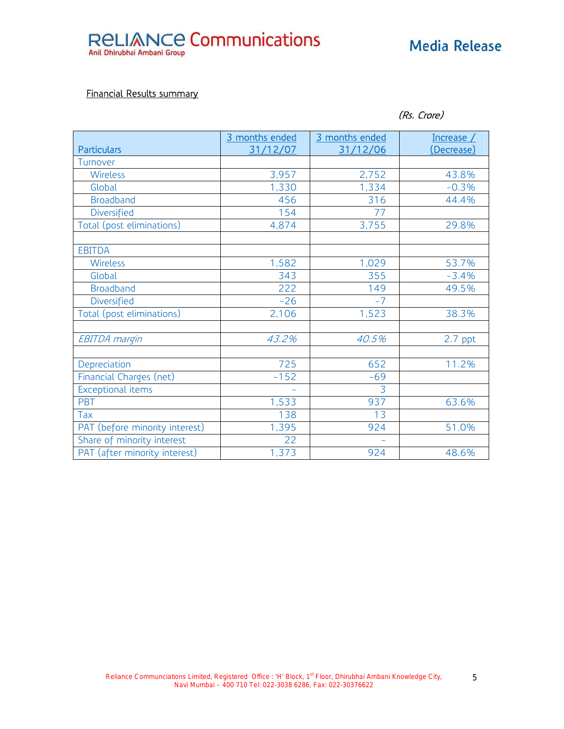Financial Results summary

*(Rs. Crore)*

| Particulars | 3 months ended 31/12/07 | 3 months ended 31/12/06 | Increase / (Decrease) |
|---|---|---|---|
| Turnover | | | |
| Wireless | 3,957 | 2,752 | 43.8% |
| Global | 1,330 | 1,334 | -0.3% |
| Broadband | 456 | 316 | 44.4% |
| Diversified | 154 | 77 | |
| Total (post eliminations) | 4,874 | 3,755 | 29.8% |
| | | | |
| EBITDA | | | |
| Wireless | 1,582 | 1,029 | 53.7% |
| Global | 343 | 355 | -3.4% |
| Broadband | 222 | 149 | 49.5% |
| Diversified | -26 | -7 | |
| Total (post eliminations) | 2,106 | 1,523 | 38.3% |
| | | | |
| *EBITDA margin* | *43.2%* | *40.5%* | 2.7 ppt |
| | | | |
| Depreciation | 725 | 652 | 11.2% |
| Financial Charges (net) | -152 | -69 | |
| Exceptional items | - | 3 | |
| PBT | 1,533 | 937 | 63.6% |
| Tax | 138 | 13 | |
| PAT (before minority interest) | 1,395 | 924 | 51.0% |
| Share of minority interest | 22 | - | |
| PAT (after minority interest) | 1,373 | 924 | 48.6% |